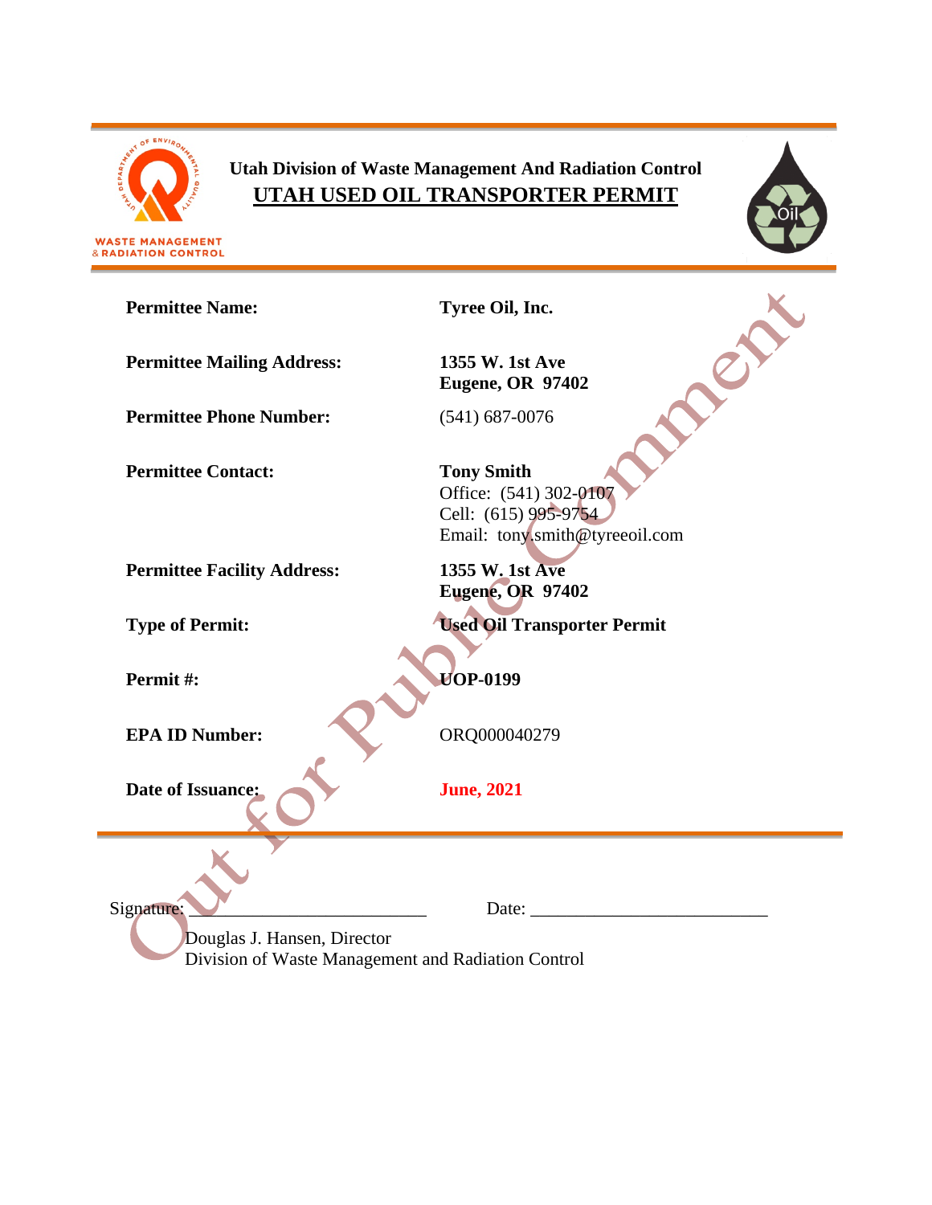WASTE MANAGEMENT
& RADIATION CONTROL

**Utah Division of Waste Management And Radiation Control**

# UTAH USED OIL TRANSPORTER PERMIT

Out for Public Comment

| | |
|---|---|
| **Permittee Name:** | **Tyree Oil, Inc.** |
| **Permittee Mailing Address:** | **1355 W. 1st Ave**<br>**Eugene, OR 97402** |
| **Permittee Phone Number:** | (541) 687-0076 |
| **Permittee Contact:** | **Tony Smith**<br>Office: (541) 302-0107<br>Cell: (615) 995-9754<br>Email: tony.smith@tyreeoil.com |
| **Permittee Facility Address:** | **1355 W. 1st Ave**<br>**Eugene, OR 97402** |
| **Type of Permit:** | **Used Oil Transporter Permit** |
| **Permit #:** | **UOP-0199** |
| **EPA ID Number:** | ORQ000040279 |
| **Date of Issuance:** | **June, 2021** |

Signature: ________________________ Date: ________________________

Douglas J. Hansen, Director
Division of Waste Management and Radiation Control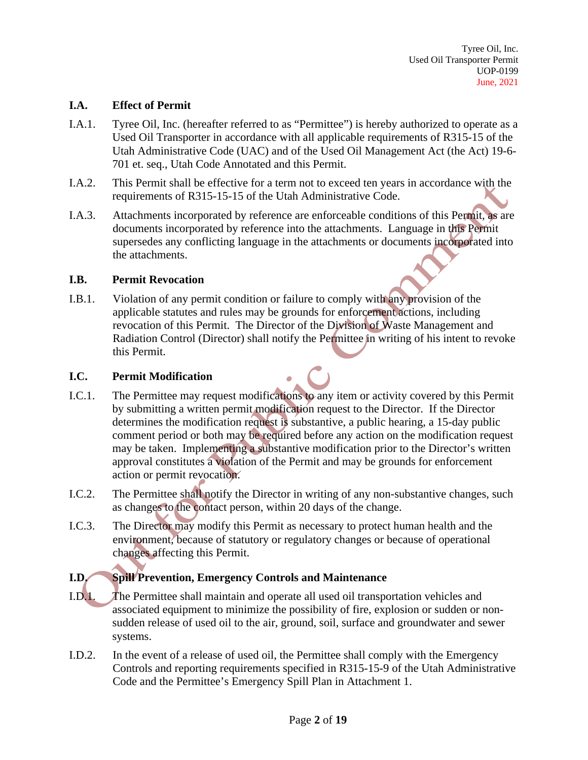### I.A. Effect of Permit

I.A.1. Tyree Oil, Inc. (hereafter referred to as "Permittee") is hereby authorized to operate as a Used Oil Transporter in accordance with all applicable requirements of R315-15 of the Utah Administrative Code (UAC) and of the Used Oil Management Act (the Act) 19-6-701 et. seq., Utah Code Annotated and this Permit.

I.A.2. This Permit shall be effective for a term not to exceed ten years in accordance with the requirements of R315-15-15 of the Utah Administrative Code.

I.A.3. Attachments incorporated by reference are enforceable conditions of this Permit, as are documents incorporated by reference into the attachments. Language in this Permit supersedes any conflicting language in the attachments or documents incorporated into the attachments.

### I.B. Permit Revocation

I.B.1. Violation of any permit condition or failure to comply with any provision of the applicable statutes and rules may be grounds for enforcement actions, including revocation of this Permit. The Director of the Division of Waste Management and Radiation Control (Director) shall notify the Permittee in writing of his intent to revoke this Permit.

### I.C. Permit Modification

I.C.1. The Permittee may request modifications to any item or activity covered by this Permit by submitting a written permit modification request to the Director. If the Director determines the modification request is substantive, a public hearing, a 15-day public comment period or both may be required before any action on the modification request may be taken. Implementing a substantive modification prior to the Director's written approval constitutes a violation of the Permit and may be grounds for enforcement action or permit revocation.

I.C.2. The Permittee shall notify the Director in writing of any non-substantive changes, such as changes to the contact person, within 20 days of the change.

I.C.3. The Director may modify this Permit as necessary to protect human health and the environment, because of statutory or regulatory changes or because of operational changes affecting this Permit.

### I.D. Spill Prevention, Emergency Controls and Maintenance

I.D.1. The Permittee shall maintain and operate all used oil transportation vehicles and associated equipment to minimize the possibility of fire, explosion or sudden or non-sudden release of used oil to the air, ground, soil, surface and groundwater and sewer systems.

I.D.2. In the event of a release of used oil, the Permittee shall comply with the Emergency Controls and reporting requirements specified in R315-15-9 of the Utah Administrative Code and the Permittee's Emergency Spill Plan in Attachment 1.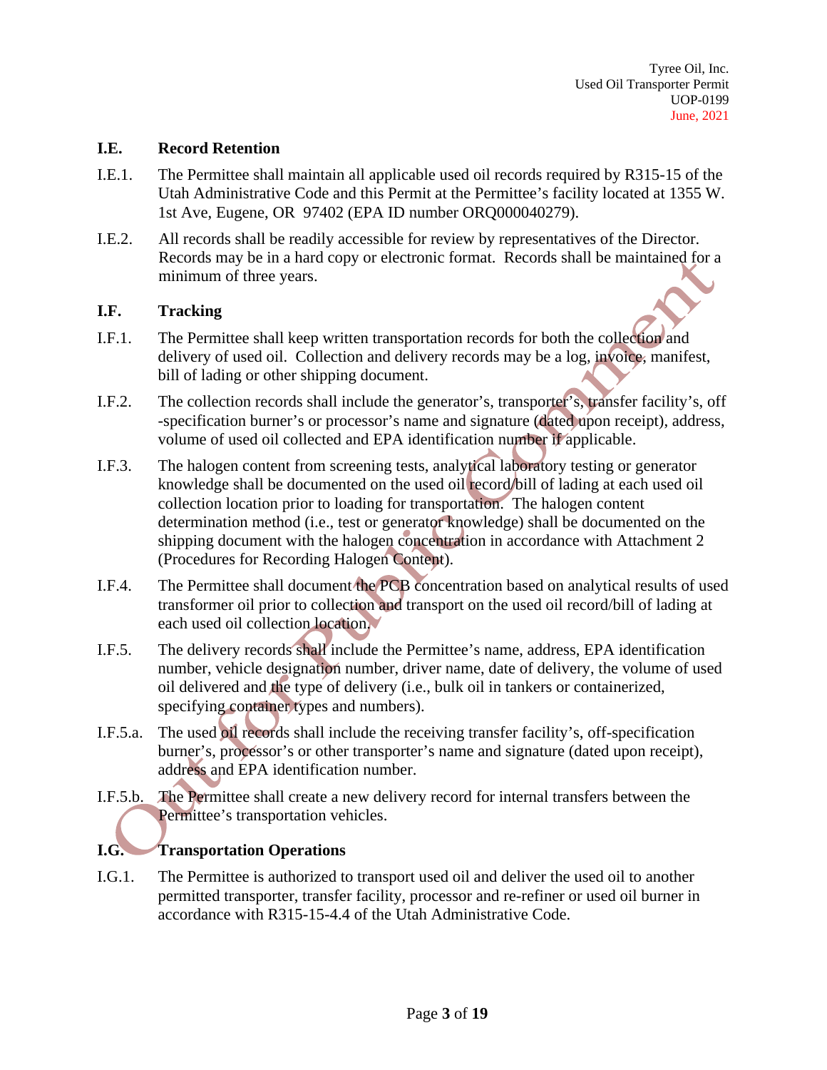### I.E. Record Retention

I.E.1. The Permittee shall maintain all applicable used oil records required by R315-15 of the Utah Administrative Code and this Permit at the Permittee's facility located at 1355 W. 1st Ave, Eugene, OR 97402 (EPA ID number ORQ000040279).

I.E.2. All records shall be readily accessible for review by representatives of the Director. Records may be in a hard copy or electronic format. Records shall be maintained for a minimum of three years.

### I.F. Tracking

I.F.1. The Permittee shall keep written transportation records for both the collection and delivery of used oil. Collection and delivery records may be a log, invoice, manifest, bill of lading or other shipping document.

I.F.2. The collection records shall include the generator's, transporter's, transfer facility's, off -specification burner's or processor's name and signature (dated upon receipt), address, volume of used oil collected and EPA identification number if applicable.

I.F.3. The halogen content from screening tests, analytical laboratory testing or generator knowledge shall be documented on the used oil record/bill of lading at each used oil collection location prior to loading for transportation. The halogen content determination method (i.e., test or generator knowledge) shall be documented on the shipping document with the halogen concentration in accordance with Attachment 2 (Procedures for Recording Halogen Content).

I.F.4. The Permittee shall document the PCB concentration based on analytical results of used transformer oil prior to collection and transport on the used oil record/bill of lading at each used oil collection location.

I.F.5. The delivery records shall include the Permittee's name, address, EPA identification number, vehicle designation number, driver name, date of delivery, the volume of used oil delivered and the type of delivery (i.e., bulk oil in tankers or containerized, specifying container types and numbers).

I.F.5.a. The used oil records shall include the receiving transfer facility's, off-specification burner's, processor's or other transporter's name and signature (dated upon receipt), address and EPA identification number.

I.F.5.b. The Permittee shall create a new delivery record for internal transfers between the Permittee's transportation vehicles.

### I.G. Transportation Operations

I.G.1. The Permittee is authorized to transport used oil and deliver the used oil to another permitted transporter, transfer facility, processor and re-refiner or used oil burner in accordance with R315-15-4.4 of the Utah Administrative Code.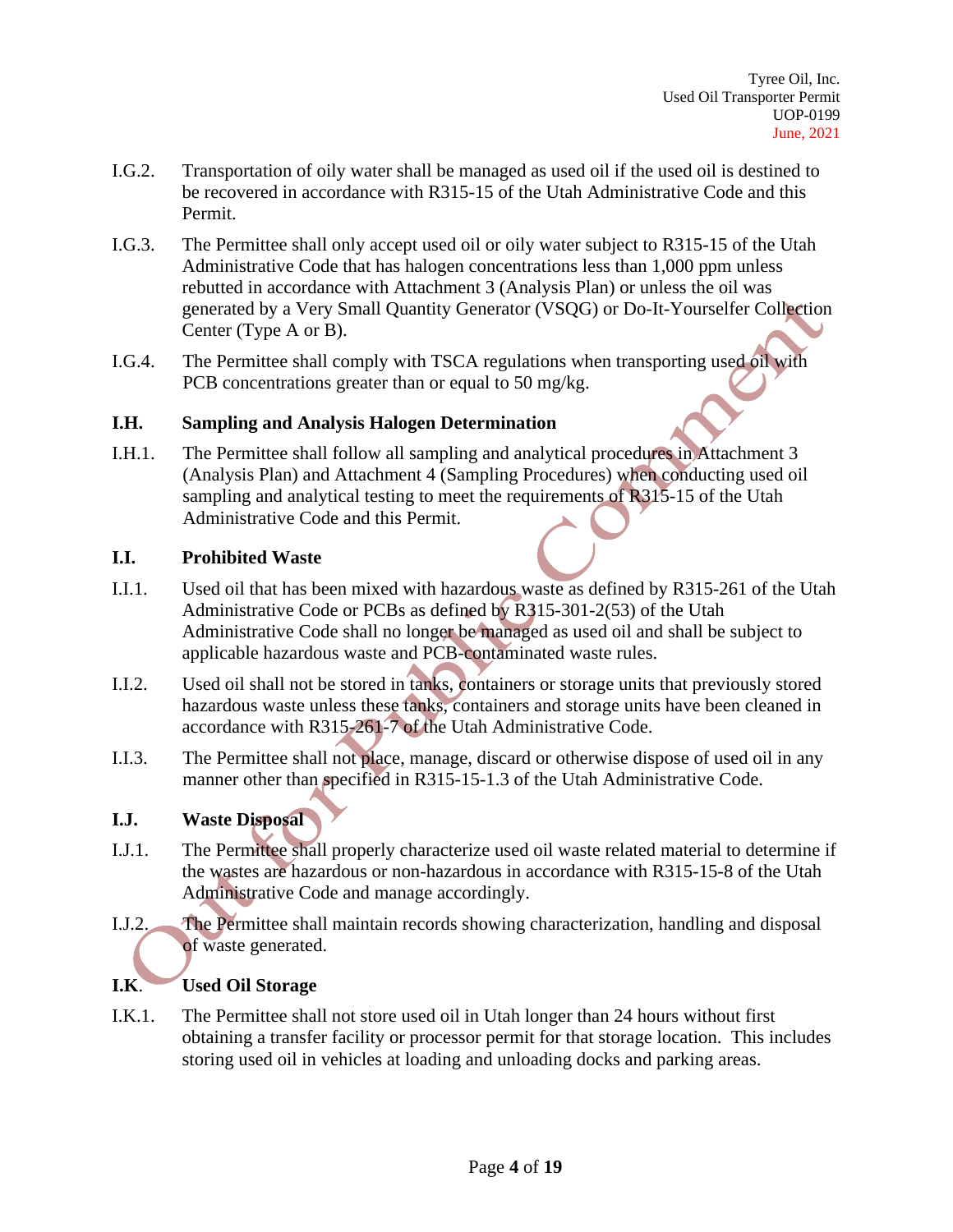I.G.2. Transportation of oily water shall be managed as used oil if the used oil is destined to be recovered in accordance with R315-15 of the Utah Administrative Code and this Permit.

I.G.3. The Permittee shall only accept used oil or oily water subject to R315-15 of the Utah Administrative Code that has halogen concentrations less than 1,000 ppm unless rebutted in accordance with Attachment 3 (Analysis Plan) or unless the oil was generated by a Very Small Quantity Generator (VSQG) or Do-It-Yourselfer Collection Center (Type A or B).

I.G.4. The Permittee shall comply with TSCA regulations when transporting used oil with PCB concentrations greater than or equal to 50 mg/kg.

## I.H. Sampling and Analysis Halogen Determination

I.H.1. The Permittee shall follow all sampling and analytical procedures in Attachment 3 (Analysis Plan) and Attachment 4 (Sampling Procedures) when conducting used oil sampling and analytical testing to meet the requirements of R315-15 of the Utah Administrative Code and this Permit.

## I.I. Prohibited Waste

I.I.1. Used oil that has been mixed with hazardous waste as defined by R315-261 of the Utah Administrative Code or PCBs as defined by R315-301-2(53) of the Utah Administrative Code shall no longer be managed as used oil and shall be subject to applicable hazardous waste and PCB-contaminated waste rules.

I.I.2. Used oil shall not be stored in tanks, containers or storage units that previously stored hazardous waste unless these tanks, containers and storage units have been cleaned in accordance with R315-261-7 of the Utah Administrative Code.

I.I.3. The Permittee shall not place, manage, discard or otherwise dispose of used oil in any manner other than specified in R315-15-1.3 of the Utah Administrative Code.

## I.J. Waste Disposal

I.J.1. The Permittee shall properly characterize used oil waste related material to determine if the wastes are hazardous or non-hazardous in accordance with R315-15-8 of the Utah Administrative Code and manage accordingly.

I.J.2. The Permittee shall maintain records showing characterization, handling and disposal of waste generated.

## I.K. Used Oil Storage

I.K.1. The Permittee shall not store used oil in Utah longer than 24 hours without first obtaining a transfer facility or processor permit for that storage location. This includes storing used oil in vehicles at loading and unloading docks and parking areas.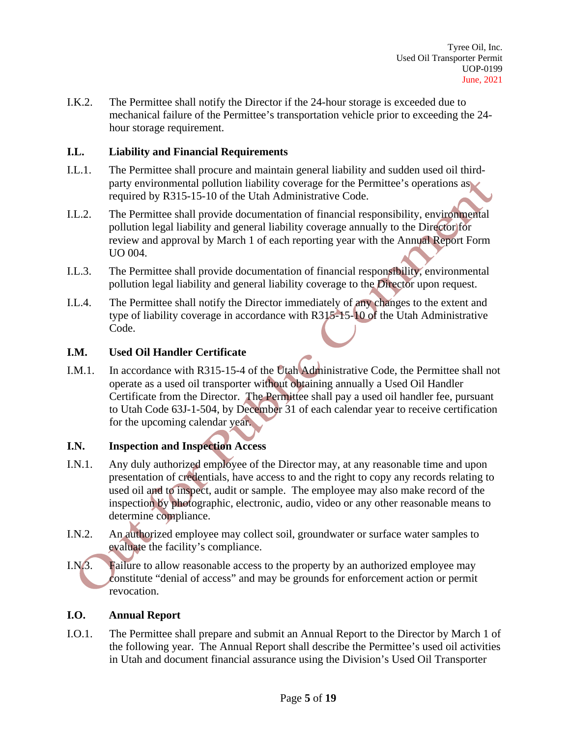I.K.2. The Permittee shall notify the Director if the 24-hour storage is exceeded due to mechanical failure of the Permittee's transportation vehicle prior to exceeding the 24-hour storage requirement.

### I.L. Liability and Financial Requirements

I.L.1. The Permittee shall procure and maintain general liability and sudden used oil third-party environmental pollution liability coverage for the Permittee's operations as required by R315-15-10 of the Utah Administrative Code.

I.L.2. The Permittee shall provide documentation of financial responsibility, environmental pollution legal liability and general liability coverage annually to the Director for review and approval by March 1 of each reporting year with the Annual Report Form UO 004.

I.L.3. The Permittee shall provide documentation of financial responsibility, environmental pollution legal liability and general liability coverage to the Director upon request.

I.L.4. The Permittee shall notify the Director immediately of any changes to the extent and type of liability coverage in accordance with R315-15-10 of the Utah Administrative Code.

### I.M. Used Oil Handler Certificate

I.M.1. In accordance with R315-15-4 of the Utah Administrative Code, the Permittee shall not operate as a used oil transporter without obtaining annually a Used Oil Handler Certificate from the Director. The Permittee shall pay a used oil handler fee, pursuant to Utah Code 63J-1-504, by December 31 of each calendar year to receive certification for the upcoming calendar year.

### I.N. Inspection and Inspection Access

I.N.1. Any duly authorized employee of the Director may, at any reasonable time and upon presentation of credentials, have access to and the right to copy any records relating to used oil and to inspect, audit or sample. The employee may also make record of the inspection by photographic, electronic, audio, video or any other reasonable means to determine compliance.

I.N.2. An authorized employee may collect soil, groundwater or surface water samples to evaluate the facility's compliance.

I.N.3. Failure to allow reasonable access to the property by an authorized employee may constitute "denial of access" and may be grounds for enforcement action or permit revocation.

### I.O. Annual Report

I.O.1. The Permittee shall prepare and submit an Annual Report to the Director by March 1 of the following year. The Annual Report shall describe the Permittee's used oil activities in Utah and document financial assurance using the Division's Used Oil Transporter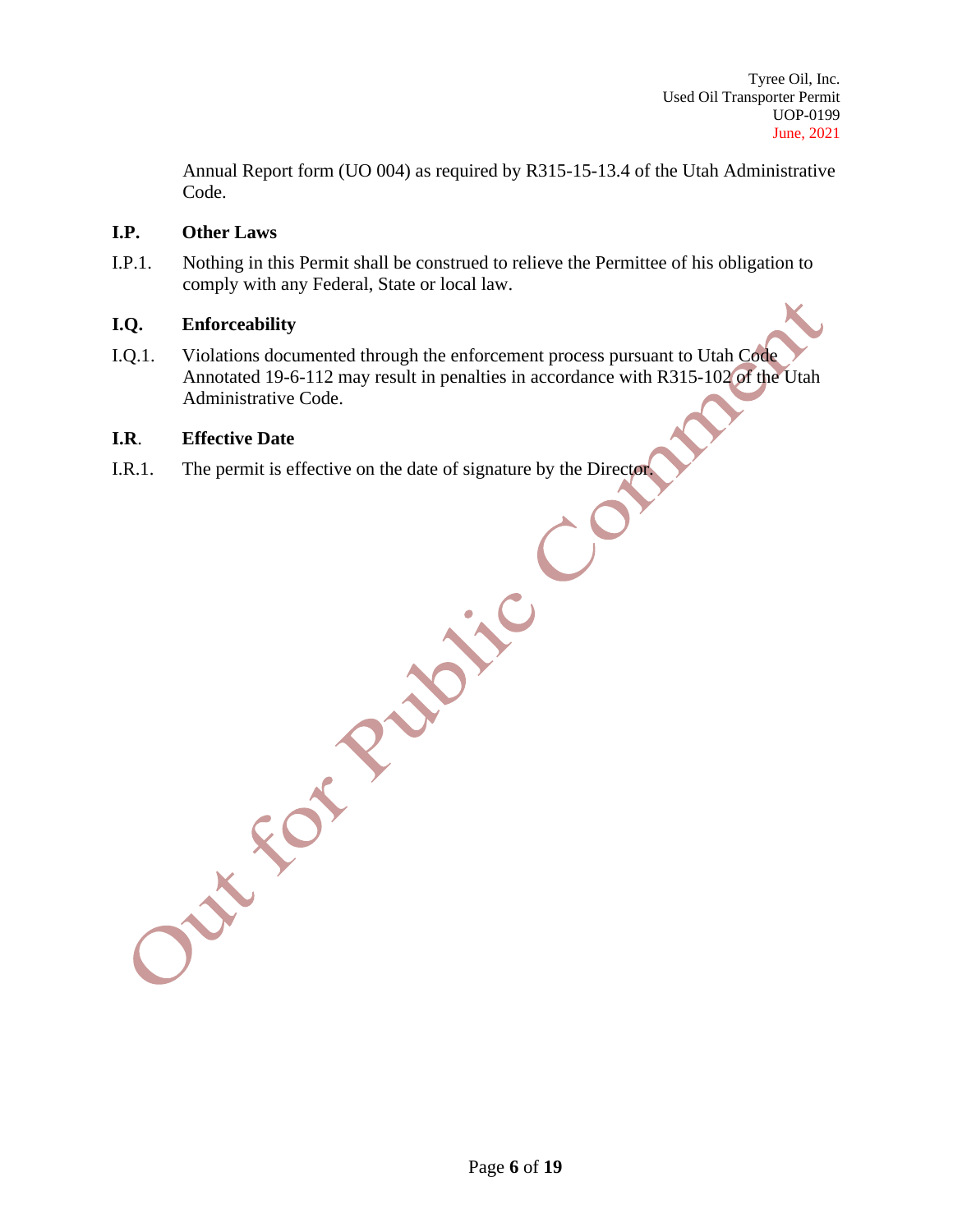Annual Report form (UO 004) as required by R315-15-13.4 of the Utah Administrative Code.

**I.P. Other Laws**

I.P.1. Nothing in this Permit shall be construed to relieve the Permittee of his obligation to comply with any Federal, State or local law.

**I.Q. Enforceability**

I.Q.1. Violations documented through the enforcement process pursuant to Utah Code Annotated 19-6-112 may result in penalties in accordance with R315-102 of the Utah Administrative Code.

**I.R. Effective Date**

I.R.1. The permit is effective on the date of signature by the Director.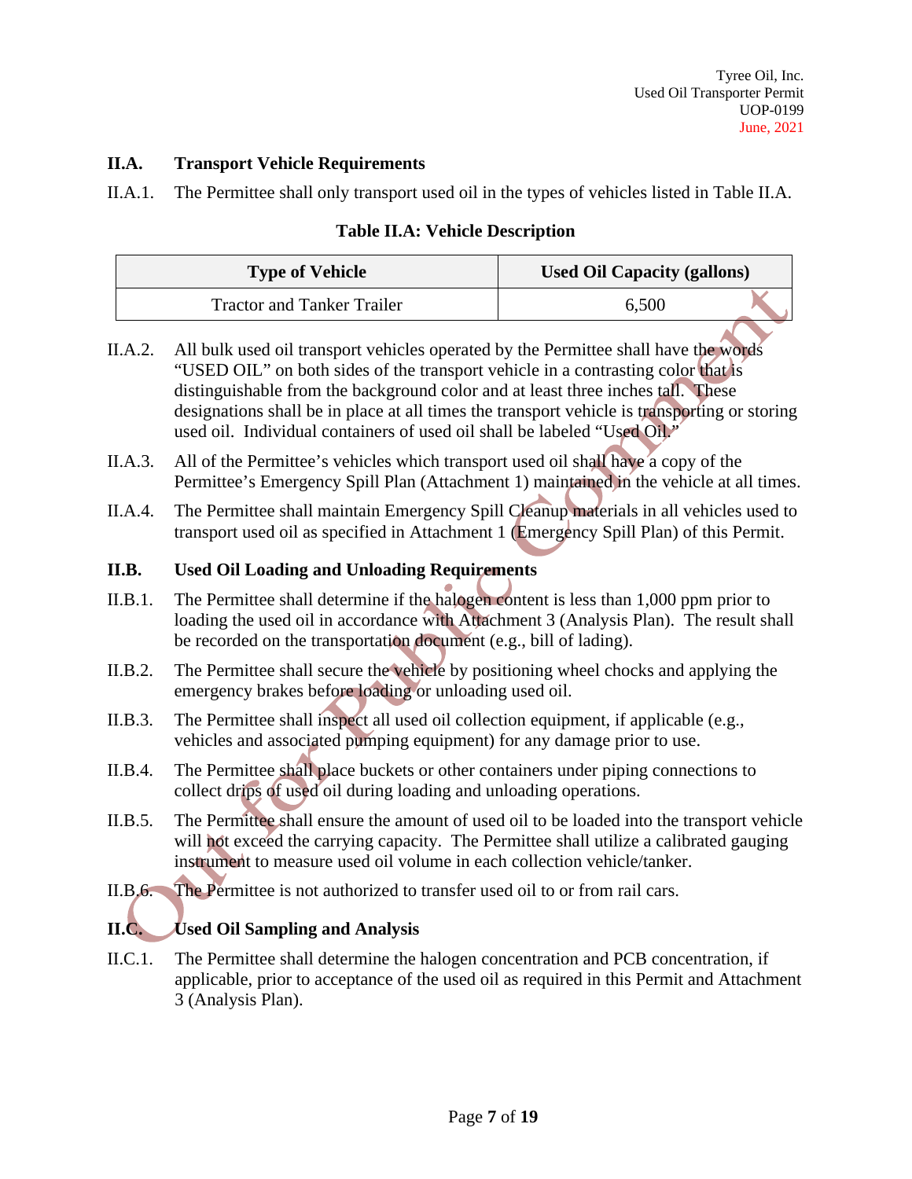## II.A. Transport Vehicle Requirements

II.A.1. The Permittee shall only transport used oil in the types of vehicles listed in Table II.A.

**Table II.A: Vehicle Description**

| Type of Vehicle | Used Oil Capacity (gallons) |
| --- | --- |
| Tractor and Tanker Trailer | 6,500 |

II.A.2. All bulk used oil transport vehicles operated by the Permittee shall have the words "USED OIL" on both sides of the transport vehicle in a contrasting color that is distinguishable from the background color and at least three inches tall. These designations shall be in place at all times the transport vehicle is transporting or storing used oil. Individual containers of used oil shall be labeled "Used Oil."

II.A.3. All of the Permittee's vehicles which transport used oil shall have a copy of the Permittee's Emergency Spill Plan (Attachment 1) maintained in the vehicle at all times.

II.A.4. The Permittee shall maintain Emergency Spill Cleanup materials in all vehicles used to transport used oil as specified in Attachment 1 (Emergency Spill Plan) of this Permit.

## II.B. Used Oil Loading and Unloading Requirements

II.B.1. The Permittee shall determine if the halogen content is less than 1,000 ppm prior to loading the used oil in accordance with Attachment 3 (Analysis Plan). The result shall be recorded on the transportation document (e.g., bill of lading).

II.B.2. The Permittee shall secure the vehicle by positioning wheel chocks and applying the emergency brakes before loading or unloading used oil.

II.B.3. The Permittee shall inspect all used oil collection equipment, if applicable (e.g., vehicles and associated pumping equipment) for any damage prior to use.

II.B.4. The Permittee shall place buckets or other containers under piping connections to collect drips of used oil during loading and unloading operations.

II.B.5. The Permittee shall ensure the amount of used oil to be loaded into the transport vehicle will not exceed the carrying capacity. The Permittee shall utilize a calibrated gauging instrument to measure used oil volume in each collection vehicle/tanker.

II.B.6. The Permittee is not authorized to transfer used oil to or from rail cars.

## II.C. Used Oil Sampling and Analysis

II.C.1. The Permittee shall determine the halogen concentration and PCB concentration, if applicable, prior to acceptance of the used oil as required in this Permit and Attachment 3 (Analysis Plan).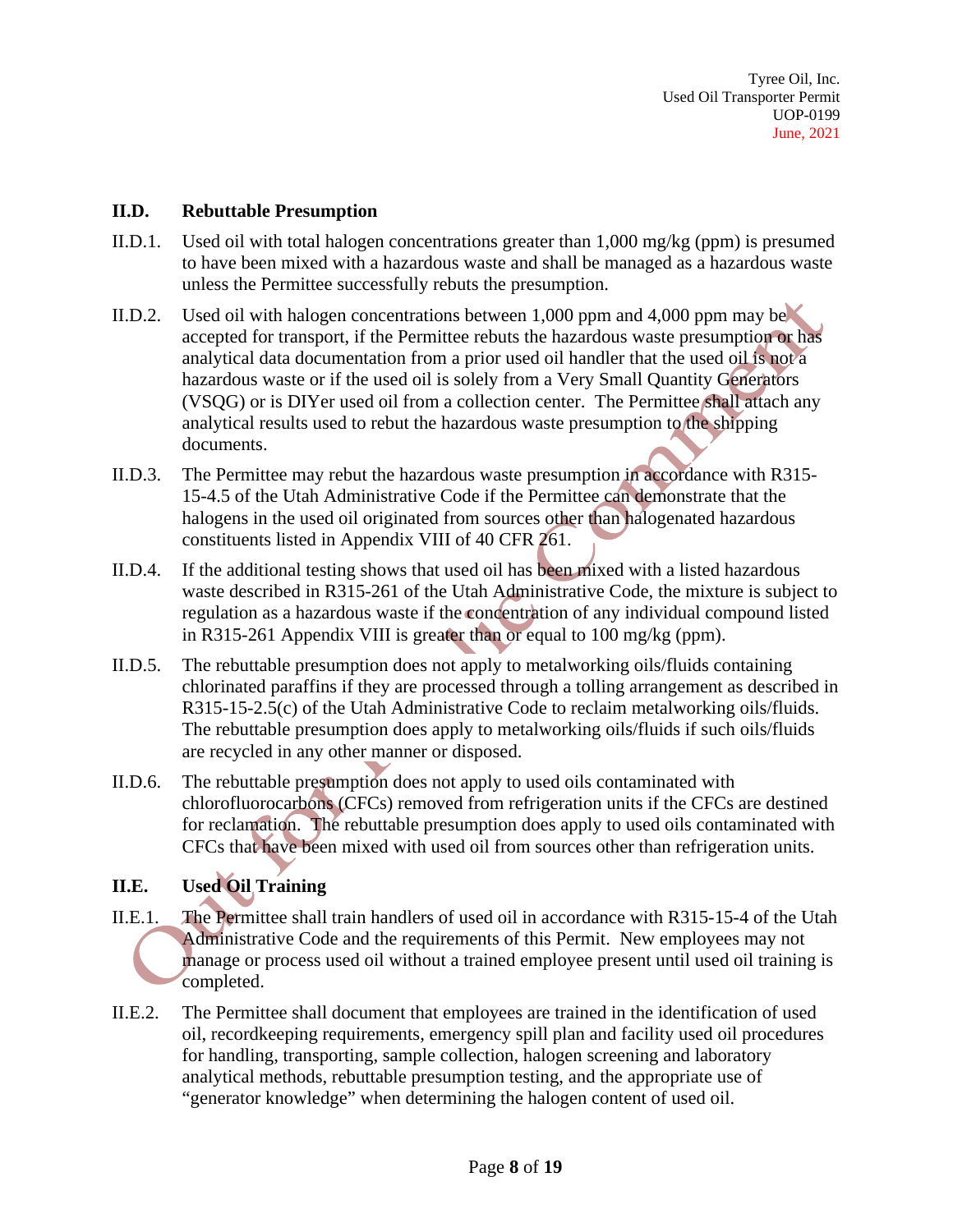## II.D. Rebuttable Presumption

II.D.1. Used oil with total halogen concentrations greater than 1,000 mg/kg (ppm) is presumed to have been mixed with a hazardous waste and shall be managed as a hazardous waste unless the Permittee successfully rebuts the presumption.

II.D.2. Used oil with halogen concentrations between 1,000 ppm and 4,000 ppm may be accepted for transport, if the Permittee rebuts the hazardous waste presumption or has analytical data documentation from a prior used oil handler that the used oil is not a hazardous waste or if the used oil is solely from a Very Small Quantity Generators (VSQG) or is DIYer used oil from a collection center. The Permittee shall attach any analytical results used to rebut the hazardous waste presumption to the shipping documents.

II.D.3. The Permittee may rebut the hazardous waste presumption in accordance with R315-15-4.5 of the Utah Administrative Code if the Permittee can demonstrate that the halogens in the used oil originated from sources other than halogenated hazardous constituents listed in Appendix VIII of 40 CFR 261.

II.D.4. If the additional testing shows that used oil has been mixed with a listed hazardous waste described in R315-261 of the Utah Administrative Code, the mixture is subject to regulation as a hazardous waste if the concentration of any individual compound listed in R315-261 Appendix VIII is greater than or equal to 100 mg/kg (ppm).

II.D.5. The rebuttable presumption does not apply to metalworking oils/fluids containing chlorinated paraffins if they are processed through a tolling arrangement as described in R315-15-2.5(c) of the Utah Administrative Code to reclaim metalworking oils/fluids. The rebuttable presumption does apply to metalworking oils/fluids if such oils/fluids are recycled in any other manner or disposed.

II.D.6. The rebuttable presumption does not apply to used oils contaminated with chlorofluorocarbons (CFCs) removed from refrigeration units if the CFCs are destined for reclamation. The rebuttable presumption does apply to used oils contaminated with CFCs that have been mixed with used oil from sources other than refrigeration units.

## II.E. Used Oil Training

II.E.1. The Permittee shall train handlers of used oil in accordance with R315-15-4 of the Utah Administrative Code and the requirements of this Permit. New employees may not manage or process used oil without a trained employee present until used oil training is completed.

II.E.2. The Permittee shall document that employees are trained in the identification of used oil, recordkeeping requirements, emergency spill plan and facility used oil procedures for handling, transporting, sample collection, halogen screening and laboratory analytical methods, rebuttable presumption testing, and the appropriate use of "generator knowledge" when determining the halogen content of used oil.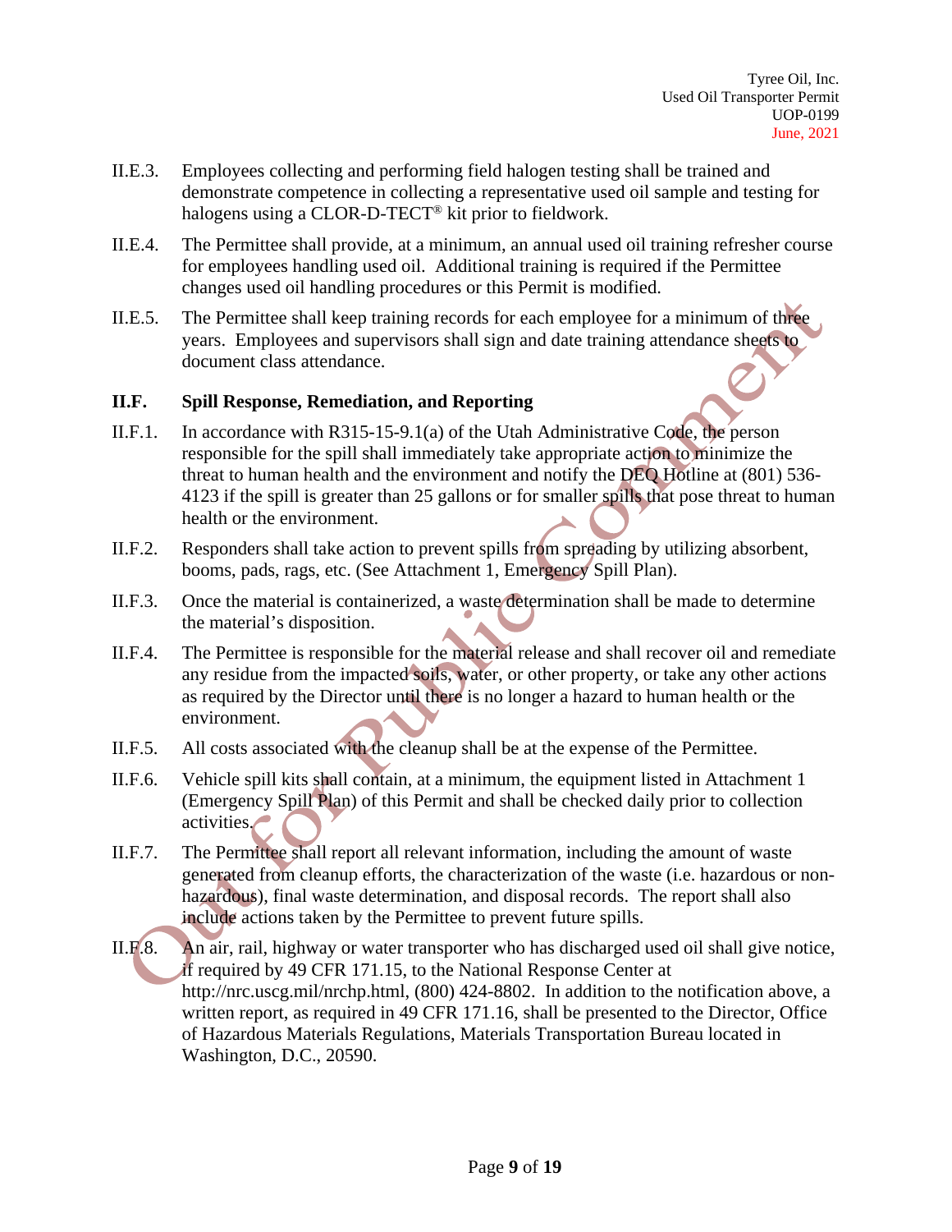II.E.3. Employees collecting and performing field halogen testing shall be trained and demonstrate competence in collecting a representative used oil sample and testing for halogens using a CLOR-D-TECT® kit prior to fieldwork.

II.E.4. The Permittee shall provide, at a minimum, an annual used oil training refresher course for employees handling used oil. Additional training is required if the Permittee changes used oil handling procedures or this Permit is modified.

II.E.5. The Permittee shall keep training records for each employee for a minimum of three years. Employees and supervisors shall sign and date training attendance sheets to document class attendance.

## II.F. Spill Response, Remediation, and Reporting

II.F.1. In accordance with R315-15-9.1(a) of the Utah Administrative Code, the person responsible for the spill shall immediately take appropriate action to minimize the threat to human health and the environment and notify the DEQ Hotline at (801) 536-4123 if the spill is greater than 25 gallons or for smaller spills that pose threat to human health or the environment.

II.F.2. Responders shall take action to prevent spills from spreading by utilizing absorbent, booms, pads, rags, etc. (See Attachment 1, Emergency Spill Plan).

II.F.3. Once the material is containerized, a waste determination shall be made to determine the material's disposition.

II.F.4. The Permittee is responsible for the material release and shall recover oil and remediate any residue from the impacted soils, water, or other property, or take any other actions as required by the Director until there is no longer a hazard to human health or the environment.

II.F.5. All costs associated with the cleanup shall be at the expense of the Permittee.

II.F.6. Vehicle spill kits shall contain, at a minimum, the equipment listed in Attachment 1 (Emergency Spill Plan) of this Permit and shall be checked daily prior to collection activities.

II.F.7. The Permittee shall report all relevant information, including the amount of waste generated from cleanup efforts, the characterization of the waste (i.e. hazardous or non-hazardous), final waste determination, and disposal records. The report shall also include actions taken by the Permittee to prevent future spills.

II.F.8. An air, rail, highway or water transporter who has discharged used oil shall give notice, if required by 49 CFR 171.15, to the National Response Center at http://nrc.uscg.mil/nrchp.html, (800) 424-8802. In addition to the notification above, a written report, as required in 49 CFR 171.16, shall be presented to the Director, Office of Hazardous Materials Regulations, Materials Transportation Bureau located in Washington, D.C., 20590.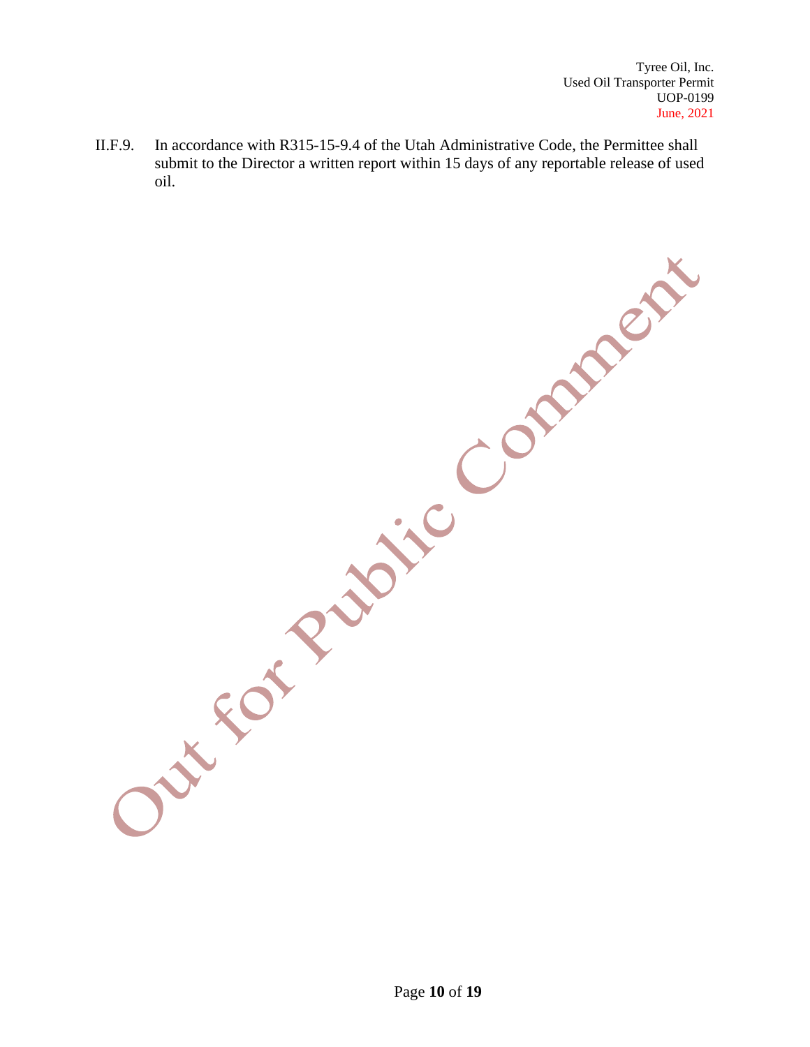II.F.9. In accordance with R315-15-9.4 of the Utah Administrative Code, the Permittee shall submit to the Director a written report within 15 days of any reportable release of used oil.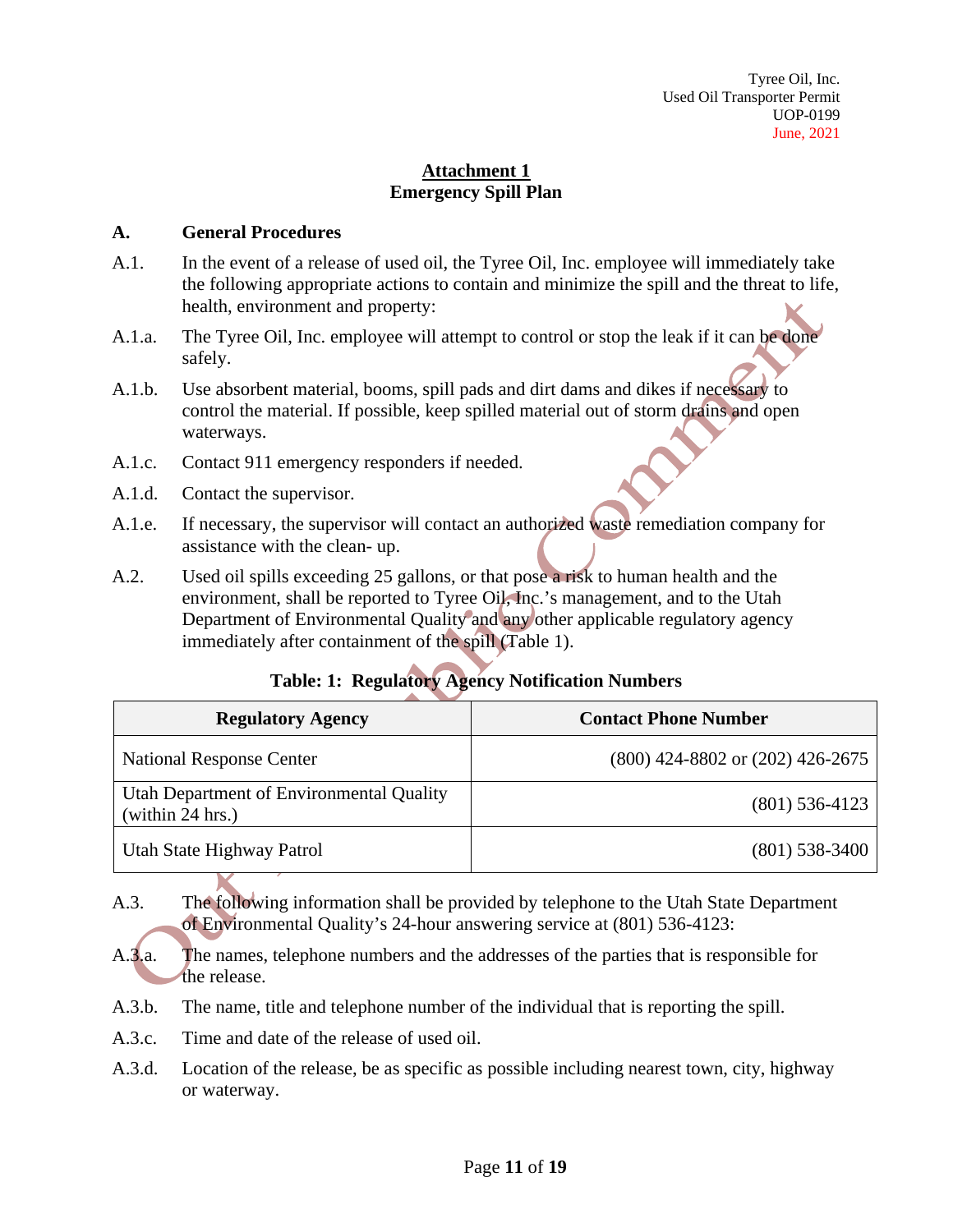# Attachment 1
## Emergency Spill Plan

**A. General Procedures**

A.1. In the event of a release of used oil, the Tyree Oil, Inc. employee will immediately take the following appropriate actions to contain and minimize the spill and the threat to life, health, environment and property:

A.1.a. The Tyree Oil, Inc. employee will attempt to control or stop the leak if it can be done safely.

A.1.b. Use absorbent material, booms, spill pads and dirt dams and dikes if necessary to control the material. If possible, keep spilled material out of storm drains and open waterways.

A.1.c. Contact 911 emergency responders if needed.

A.1.d. Contact the supervisor.

A.1.e. If necessary, the supervisor will contact an authorized waste remediation company for assistance with the clean- up.

A.2. Used oil spills exceeding 25 gallons, or that pose a risk to human health and the environment, shall be reported to Tyree Oil, Inc.'s management, and to the Utah Department of Environmental Quality and any other applicable regulatory agency immediately after containment of the spill (Table 1).

**Table: 1: Regulatory Agency Notification Numbers**

| Regulatory Agency | Contact Phone Number |
|---|---|
| National Response Center | (800) 424-8802 or (202) 426-2675 |
| Utah Department of Environmental Quality (within 24 hrs.) | (801) 536-4123 |
| Utah State Highway Patrol | (801) 538-3400 |

A.3. The following information shall be provided by telephone to the Utah State Department of Environmental Quality's 24-hour answering service at (801) 536-4123:

A.3.a. The names, telephone numbers and the addresses of the parties that is responsible for the release.

A.3.b. The name, title and telephone number of the individual that is reporting the spill.

A.3.c. Time and date of the release of used oil.

A.3.d. Location of the release, be as specific as possible including nearest town, city, highway or waterway.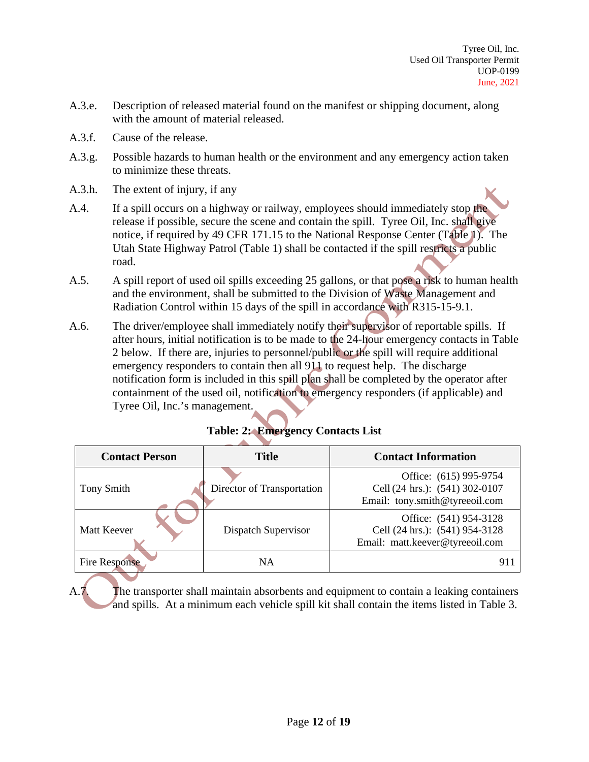A.3.e. Description of released material found on the manifest or shipping document, along with the amount of material released.

A.3.f. Cause of the release.

A.3.g. Possible hazards to human health or the environment and any emergency action taken to minimize these threats.

A.3.h. The extent of injury, if any

A.4. If a spill occurs on a highway or railway, employees should immediately stop the release if possible, secure the scene and contain the spill. Tyree Oil, Inc. shall give notice, if required by 49 CFR 171.15 to the National Response Center (Table 1). The Utah State Highway Patrol (Table 1) shall be contacted if the spill restricts a public road.

A.5. A spill report of used oil spills exceeding 25 gallons, or that pose a risk to human health and the environment, shall be submitted to the Division of Waste Management and Radiation Control within 15 days of the spill in accordance with R315-15-9.1.

A.6. The driver/employee shall immediately notify their supervisor of reportable spills. If after hours, initial notification is to be made to the 24-hour emergency contacts in Table 2 below. If there are, injuries to personnel/public or the spill will require additional emergency responders to contain then all 911 to request help. The discharge notification form is included in this spill plan shall be completed by the operator after containment of the used oil, notification to emergency responders (if applicable) and Tyree Oil, Inc.'s management.

**Table: 2: Emergency Contacts List**

| Contact Person | Title | Contact Information |
|---|---|---|
| Tony Smith | Director of Transportation | Office: (615) 995-9754<br>Cell (24 hrs.): (541) 302-0107<br>Email: tony.smith@tyreeoil.com |
| Matt Keever | Dispatch Supervisor | Office: (541) 954-3128<br>Cell (24 hrs.): (541) 954-3128<br>Email: matt.keever@tyreeoil.com |
| Fire Response | NA | 911 |

A.7. The transporter shall maintain absorbents and equipment to contain a leaking containers and spills. At a minimum each vehicle spill kit shall contain the items listed in Table 3.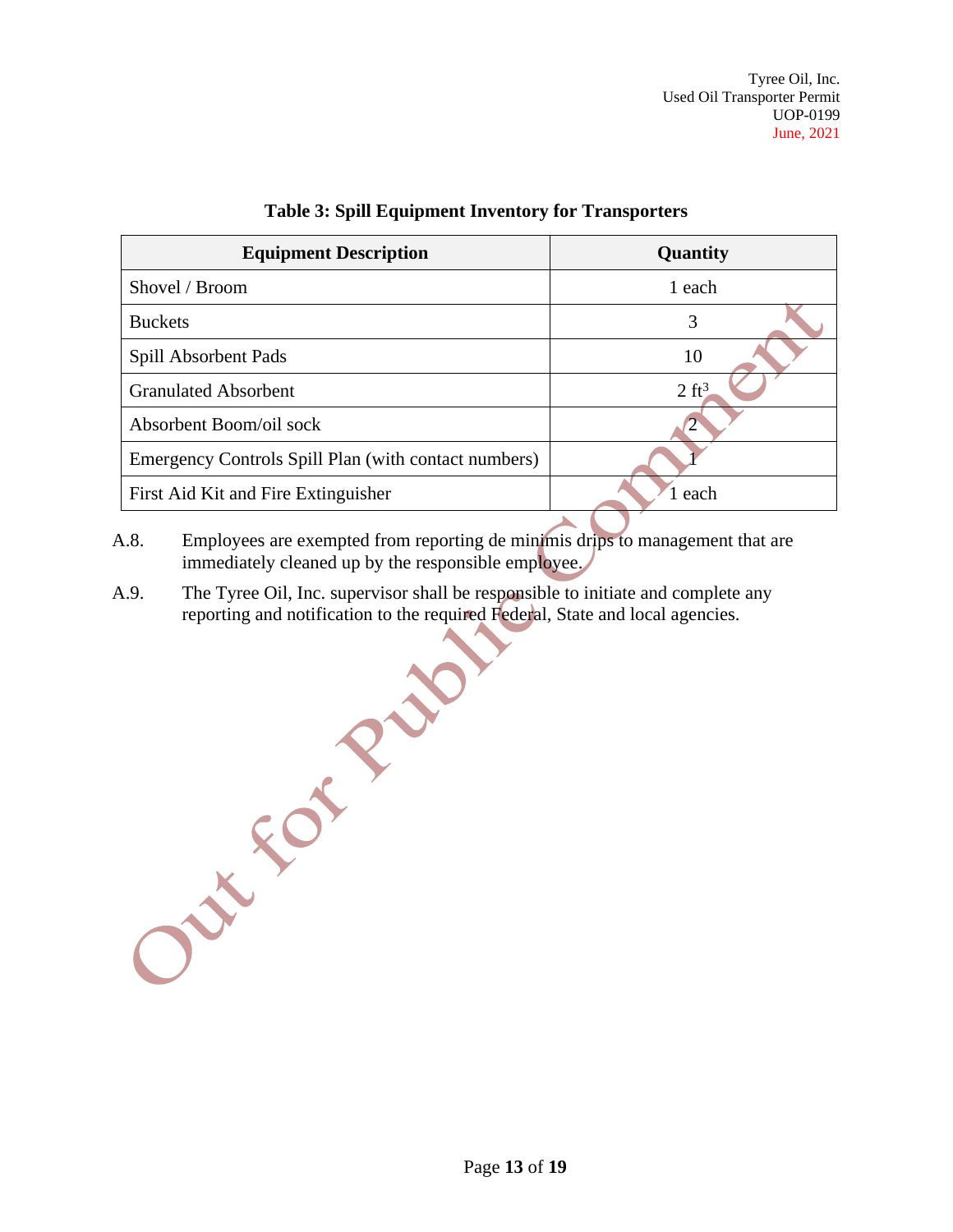**Table 3: Spill Equipment Inventory for Transporters**

| Equipment Description | Quantity |
|---|---|
| Shovel / Broom | 1 each |
| Buckets | 3 |
| Spill Absorbent Pads | 10 |
| Granulated Absorbent | 2 $ft^3$ |
| Absorbent Boom/oil sock | 2 |
| Emergency Controls Spill Plan (with contact numbers) | 1 |
| First Aid Kit and Fire Extinguisher | 1 each |

A.8. Employees are exempted from reporting de minimis drips to management that are immediately cleaned up by the responsible employee.

A.9. The Tyree Oil, Inc. supervisor shall be responsible to initiate and complete any reporting and notification to the required Federal, State and local agencies.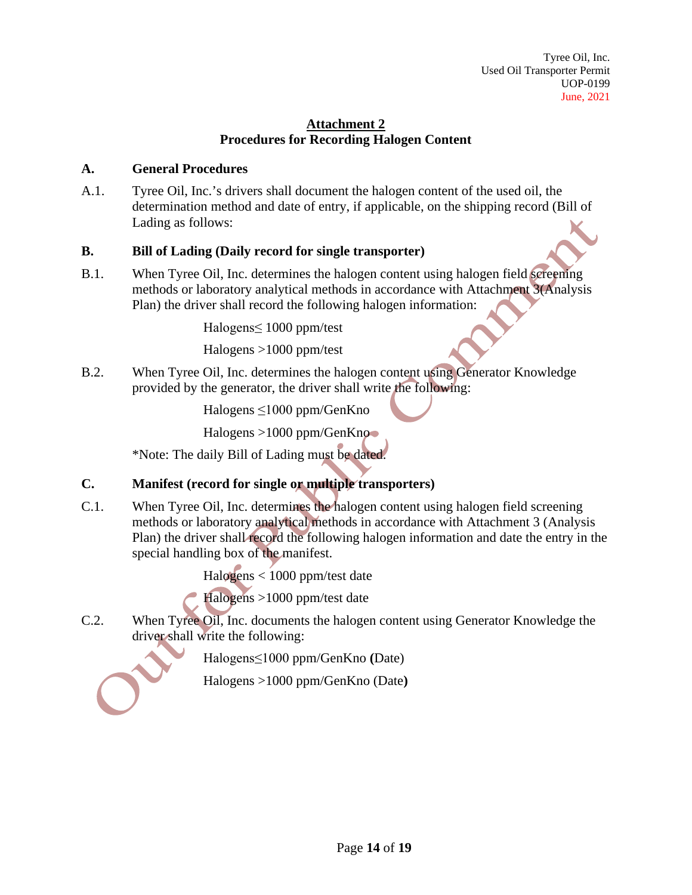## Attachment 2
## Procedures for Recording Halogen Content

### A. General Procedures

A.1. Tyree Oil, Inc.'s drivers shall document the halogen content of the used oil, the determination method and date of entry, if applicable, on the shipping record (Bill of Lading as follows:

### B. Bill of Lading (Daily record for single transporter)

B.1. When Tyree Oil, Inc. determines the halogen content using halogen field screening methods or laboratory analytical methods in accordance with Attachment 3(Analysis Plan) the driver shall record the following halogen information:

Halogens≤ 1000 ppm/test

Halogens >1000 ppm/test

B.2. When Tyree Oil, Inc. determines the halogen content using Generator Knowledge provided by the generator, the driver shall write the following:

Halogens ≤1000 ppm/GenKno

Halogens >1000 ppm/GenKno

*Note: The daily Bill of Lading must be dated.

### C. Manifest (record for single or multiple transporters)

C.1. When Tyree Oil, Inc. determines the halogen content using halogen field screening methods or laboratory analytical methods in accordance with Attachment 3 (Analysis Plan) the driver shall record the following halogen information and date the entry in the special handling box of the manifest.

Halogens < 1000 ppm/test date

Halogens >1000 ppm/test date

C.2. When Tyree Oil, Inc. documents the halogen content using Generator Knowledge the driver shall write the following:

Halogens≤1000 ppm/GenKno (Date)

Halogens >1000 ppm/GenKno (Date)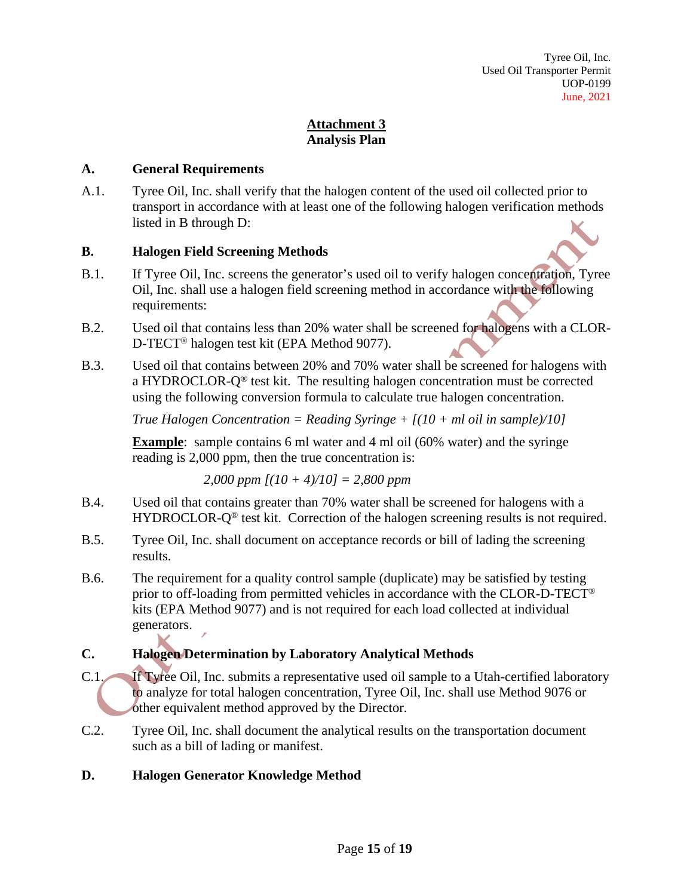## Attachment 3
## Analysis Plan

### A. General Requirements

A.1. Tyree Oil, Inc. shall verify that the halogen content of the used oil collected prior to transport in accordance with at least one of the following halogen verification methods listed in B through D:

### B. Halogen Field Screening Methods

B.1. If Tyree Oil, Inc. screens the generator's used oil to verify halogen concentration, Tyree Oil, Inc. shall use a halogen field screening method in accordance with the following requirements:

B.2. Used oil that contains less than 20% water shall be screened for halogens with a CLOR-D-TECT® halogen test kit (EPA Method 9077).

B.3. Used oil that contains between 20% and 70% water shall be screened for halogens with a HYDROCLOR-Q® test kit. The resulting halogen concentration must be corrected using the following conversion formula to calculate true halogen concentration.

*True Halogen Concentration = Reading Syringe + [(10 + ml oil in sample)/10]*

**Example**: sample contains 6 ml water and 4 ml oil (60% water) and the syringe reading is 2,000 ppm, then the true concentration is:

*2,000 ppm [(10 + 4)/10] = 2,800 ppm*

B.4. Used oil that contains greater than 70% water shall be screened for halogens with a HYDROCLOR-Q® test kit. Correction of the halogen screening results is not required.

B.5. Tyree Oil, Inc. shall document on acceptance records or bill of lading the screening results.

B.6. The requirement for a quality control sample (duplicate) may be satisfied by testing prior to off-loading from permitted vehicles in accordance with the CLOR-D-TECT® kits (EPA Method 9077) and is not required for each load collected at individual generators.

### C. Halogen Determination by Laboratory Analytical Methods

C.1. If Tyree Oil, Inc. submits a representative used oil sample to a Utah-certified laboratory to analyze for total halogen concentration, Tyree Oil, Inc. shall use Method 9076 or other equivalent method approved by the Director.

C.2. Tyree Oil, Inc. shall document the analytical results on the transportation document such as a bill of lading or manifest.

### D. Halogen Generator Knowledge Method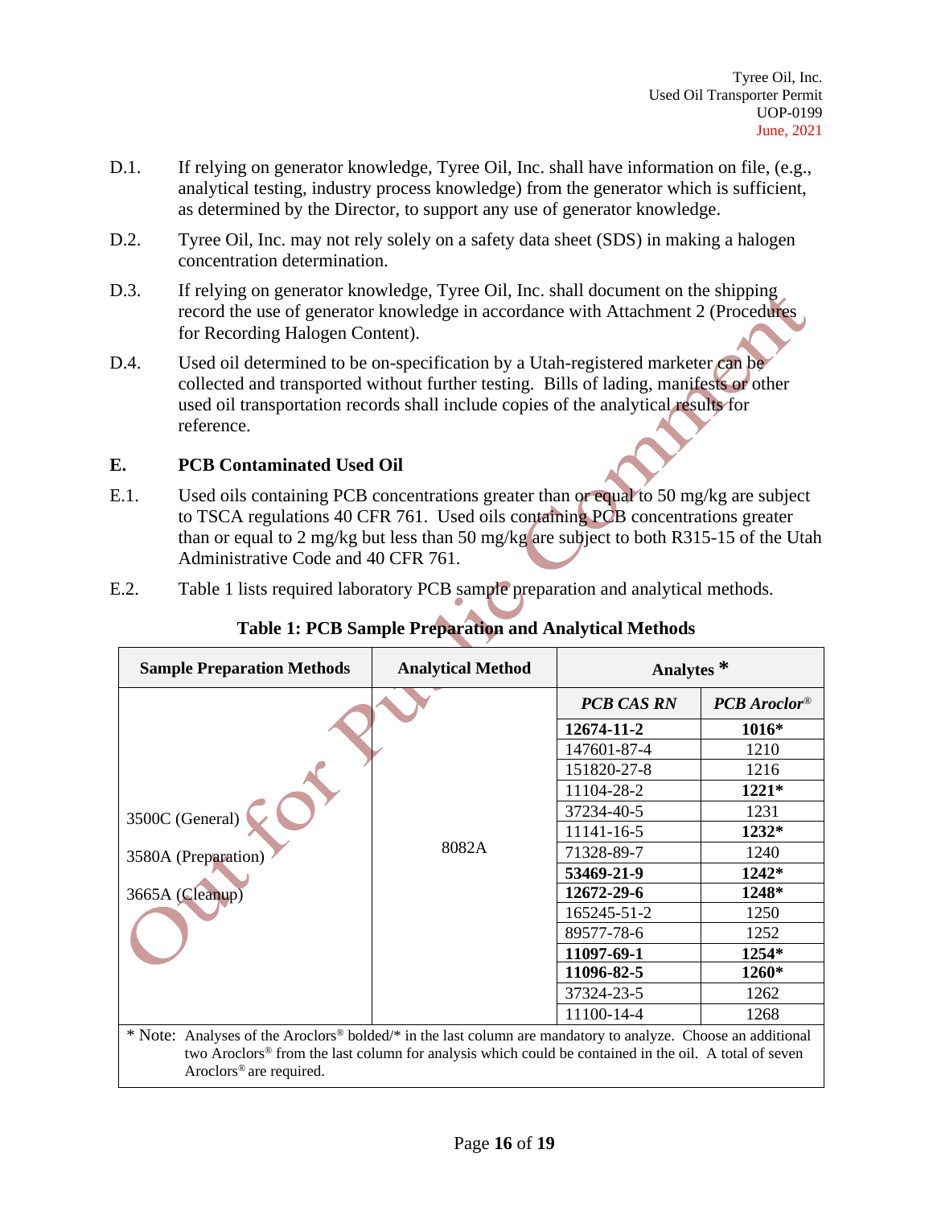D.1. If relying on generator knowledge, Tyree Oil, Inc. shall have information on file, (e.g., analytical testing, industry process knowledge) from the generator which is sufficient, as determined by the Director, to support any use of generator knowledge.

D.2. Tyree Oil, Inc. may not rely solely on a safety data sheet (SDS) in making a halogen concentration determination.

D.3. If relying on generator knowledge, Tyree Oil, Inc. shall document on the shipping record the use of generator knowledge in accordance with Attachment 2 (Procedures for Recording Halogen Content).

D.4. Used oil determined to be on-specification by a Utah-registered marketer can be collected and transported without further testing. Bills of lading, manifests or other used oil transportation records shall include copies of the analytical results for reference.

## E. PCB Contaminated Used Oil

E.1. Used oils containing PCB concentrations greater than or equal to 50 mg/kg are subject to TSCA regulations 40 CFR 761. Used oils containing PCB concentrations greater than or equal to 2 mg/kg but less than 50 mg/kg are subject to both R315-15 of the Utah Administrative Code and 40 CFR 761.

E.2. Table 1 lists required laboratory PCB sample preparation and analytical methods.

**Table 1: PCB Sample Preparation and Analytical Methods**

| Sample Preparation Methods | Analytical Method | Analytes * | |
|---|---|---|---|
| | | ***PCB CAS RN*** | ***PCB Aroclor®*** |
| 3500C (General)<br>3580A (Preparation)<br>3665A (Cleanup) | 8082A | **12674-11-2** | **1016*** |
| | | 147601-87-4 | 1210 |
| | | 151820-27-8 | 1216 |
| | | 11104-28-2 | **1221*** |
| | | 37234-40-5 | 1231 |
| | | 11141-16-5 | **1232*** |
| | | 71328-89-7 | 1240 |
| | | **53469-21-9** | **1242*** |
| | | **12672-29-6** | **1248*** |
| | | 165245-51-2 | 1250 |
| | | 89577-78-6 | 1252 |
| | | **11097-69-1** | **1254*** |
| | | **11096-82-5** | **1260*** |
| | | 37324-23-5 | 1262 |
| | | 11100-14-4 | 1268 |

\* Note: Analyses of the Aroclors® bolded/* in the last column are mandatory to analyze. Choose an additional two Aroclors® from the last column for analysis which could be contained in the oil. A total of seven Aroclors® are required.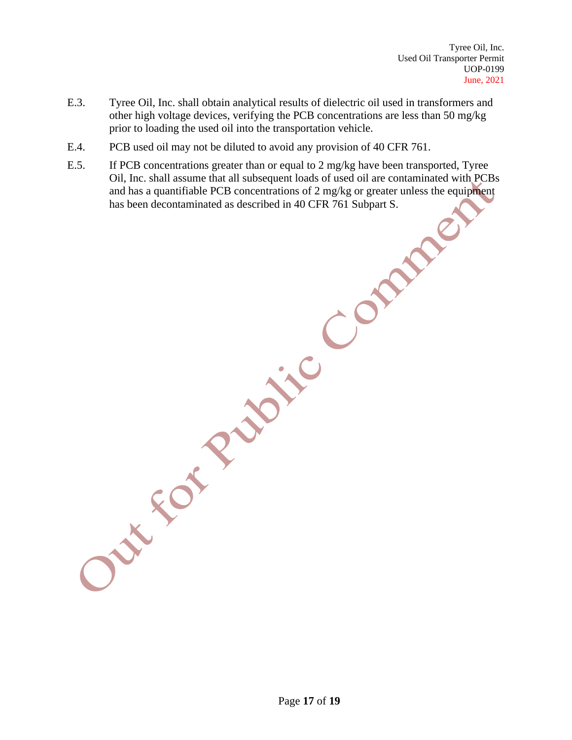E.3. Tyree Oil, Inc. shall obtain analytical results of dielectric oil used in transformers and other high voltage devices, verifying the PCB concentrations are less than 50 mg/kg prior to loading the used oil into the transportation vehicle.

E.4. PCB used oil may not be diluted to avoid any provision of 40 CFR 761.

E.5. If PCB concentrations greater than or equal to 2 mg/kg have been transported, Tyree Oil, Inc. shall assume that all subsequent loads of used oil are contaminated with PCBs and has a quantifiable PCB concentrations of 2 mg/kg or greater unless the equipment has been decontaminated as described in 40 CFR 761 Subpart S.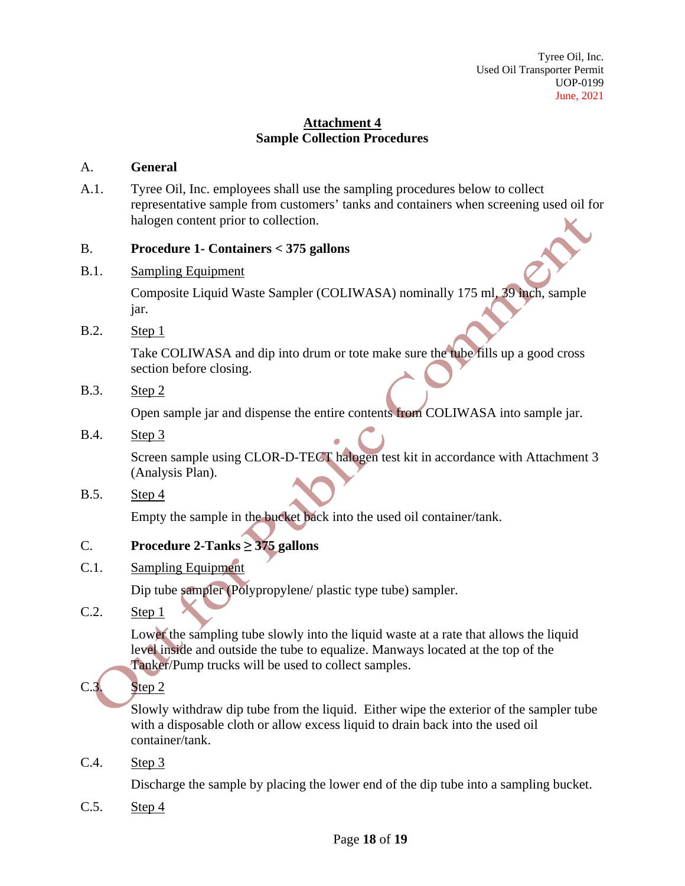# Attachment 4
## Sample Collection Procedures

A. **General**

A.1. Tyree Oil, Inc. employees shall use the sampling procedures below to collect representative sample from customers' tanks and containers when screening used oil for halogen content prior to collection.

B. **Procedure 1- Containers < 375 gallons**

B.1. Sampling Equipment

Composite Liquid Waste Sampler (COLIWASA) nominally 175 ml, 39 inch, sample jar.

B.2. Step 1

Take COLIWASA and dip into drum or tote make sure the tube fills up a good cross section before closing.

B.3. Step 2

Open sample jar and dispense the entire contents from COLIWASA into sample jar.

B.4. Step 3

Screen sample using CLOR-D-TECT halogen test kit in accordance with Attachment 3 (Analysis Plan).

B.5. Step 4

Empty the sample in the bucket back into the used oil container/tank.

C. **Procedure 2-Tanks ≥ 375 gallons**

C.1. Sampling Equipment

Dip tube sampler (Polypropylene/ plastic type tube) sampler.

C.2. Step 1

Lower the sampling tube slowly into the liquid waste at a rate that allows the liquid level inside and outside the tube to equalize. Manways located at the top of the Tanker/Pump trucks will be used to collect samples.

C.3. Step 2

Slowly withdraw dip tube from the liquid. Either wipe the exterior of the sampler tube with a disposable cloth or allow excess liquid to drain back into the used oil container/tank.

C.4. Step 3

Discharge the sample by placing the lower end of the dip tube into a sampling bucket.

C.5. Step 4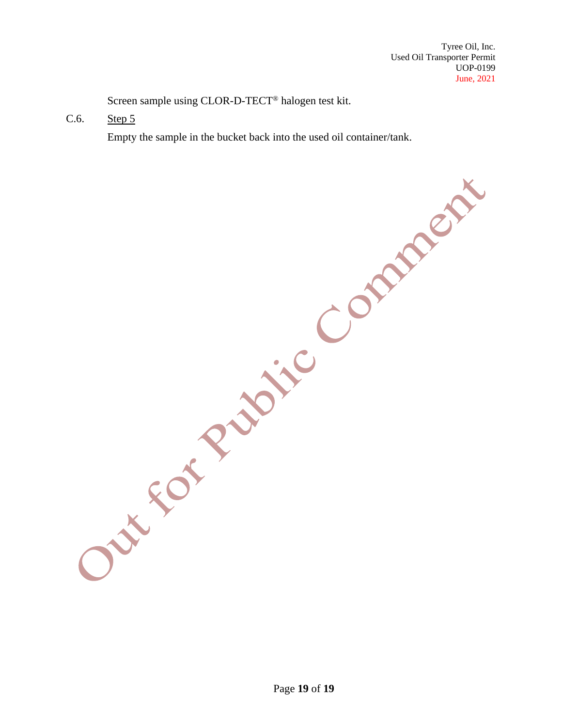Screen sample using CLOR-D-TECT® halogen test kit.

C.6. Step 5

Empty the sample in the bucket back into the used oil container/tank.

Out for Public Comment